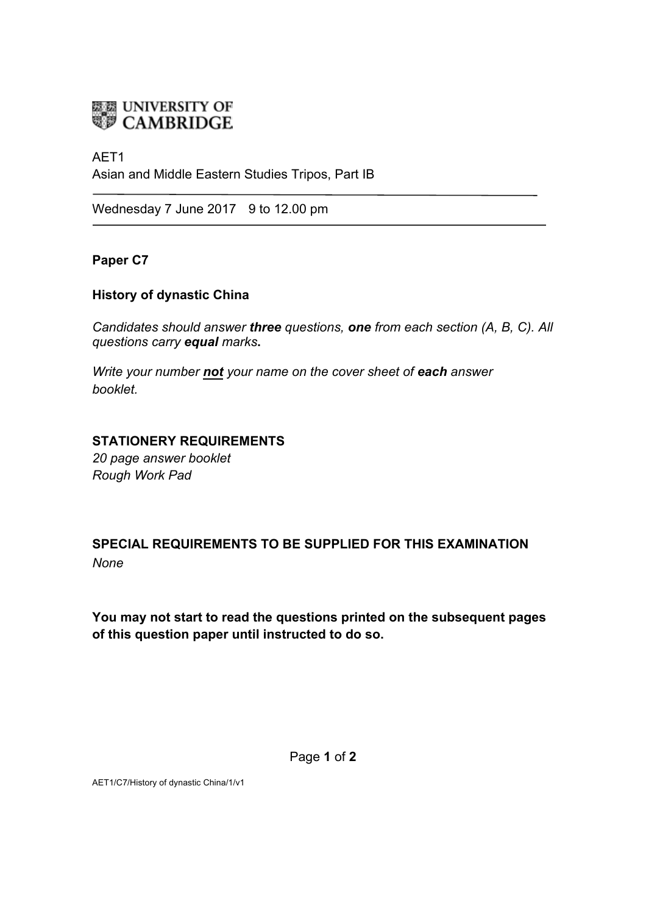UNIVERSITY OF CAMBRIDGE

AET1
Asian and Middle Eastern Studies Tripos, Part IB

---

Wednesday 7 June 2017 9 to 12.00 pm

---

**Paper C7**

**History of dynastic China**

*Candidates should answer* ***three*** *questions,* ***one*** *from each section (A, B, C). All questions carry* ***equal*** *marks***.**

*Write your number* ***not*** *your name on the cover sheet of* ***each*** *answer booklet.*

**STATIONERY REQUIREMENTS**
*20 page answer booklet*
*Rough Work Pad*

**SPECIAL REQUIREMENTS TO BE SUPPLIED FOR THIS EXAMINATION**
*None*

**You may not start to read the questions printed on the subsequent pages of this question paper until instructed to do so.**

AET1/C7/History of dynastic China/1/v1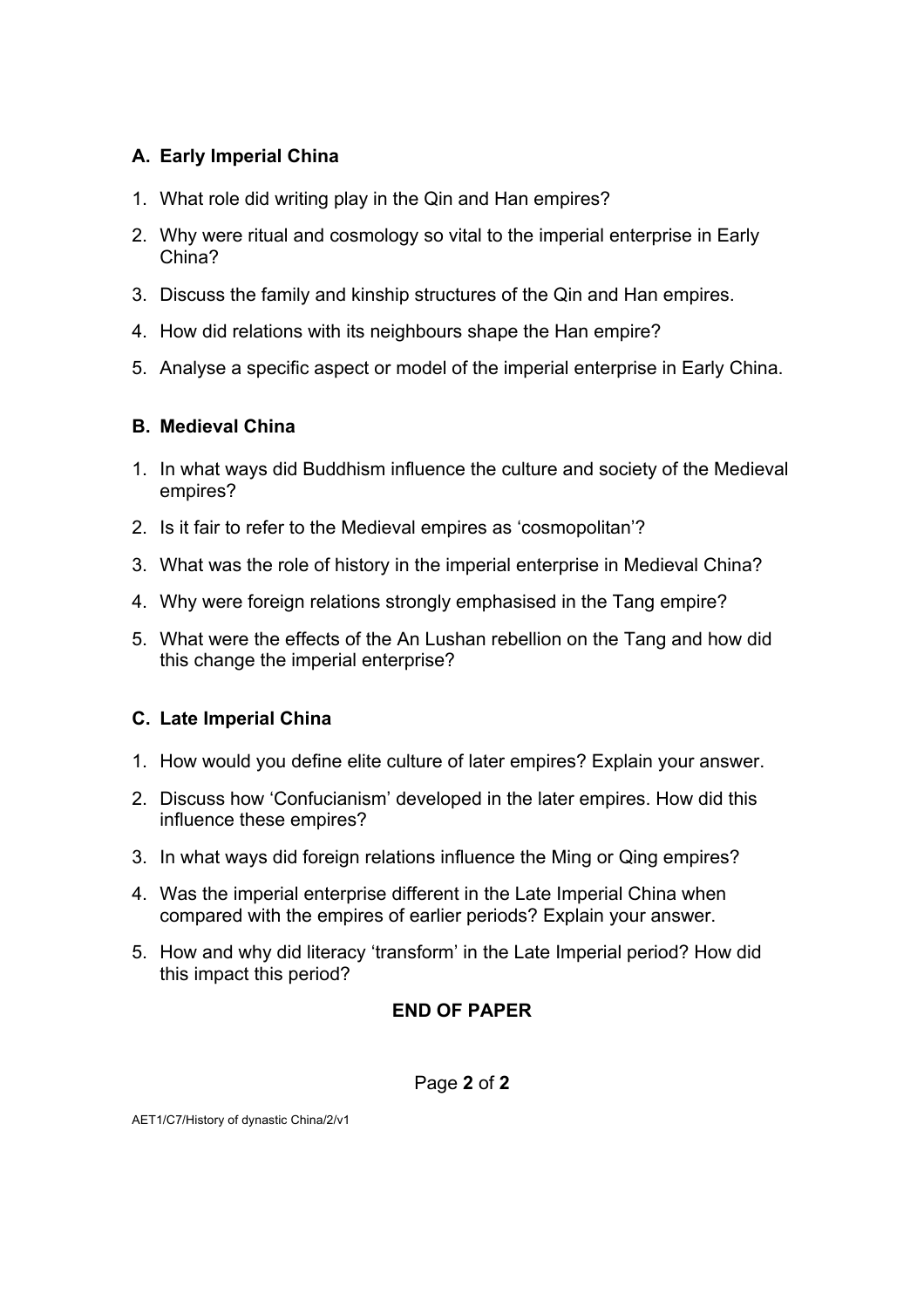## A. Early Imperial China

1. What role did writing play in the Qin and Han empires?
2. Why were ritual and cosmology so vital to the imperial enterprise in Early China?
3. Discuss the family and kinship structures of the Qin and Han empires.
4. How did relations with its neighbours shape the Han empire?
5. Analyse a specific aspect or model of the imperial enterprise in Early China.

## B. Medieval China

1. In what ways did Buddhism influence the culture and society of the Medieval empires?
2. Is it fair to refer to the Medieval empires as ‘cosmopolitan’?
3. What was the role of history in the imperial enterprise in Medieval China?
4. Why were foreign relations strongly emphasised in the Tang empire?
5. What were the effects of the An Lushan rebellion on the Tang and how did this change the imperial enterprise?

## C. Late Imperial China

1. How would you define elite culture of later empires? Explain your answer.
2. Discuss how ‘Confucianism’ developed in the later empires. How did this influence these empires?
3. In what ways did foreign relations influence the Ming or Qing empires?
4. Was the imperial enterprise different in the Late Imperial China when compared with the empires of earlier periods? Explain your answer.
5. How and why did literacy ‘transform’ in the Late Imperial period? How did this impact this period?

**END OF PAPER**